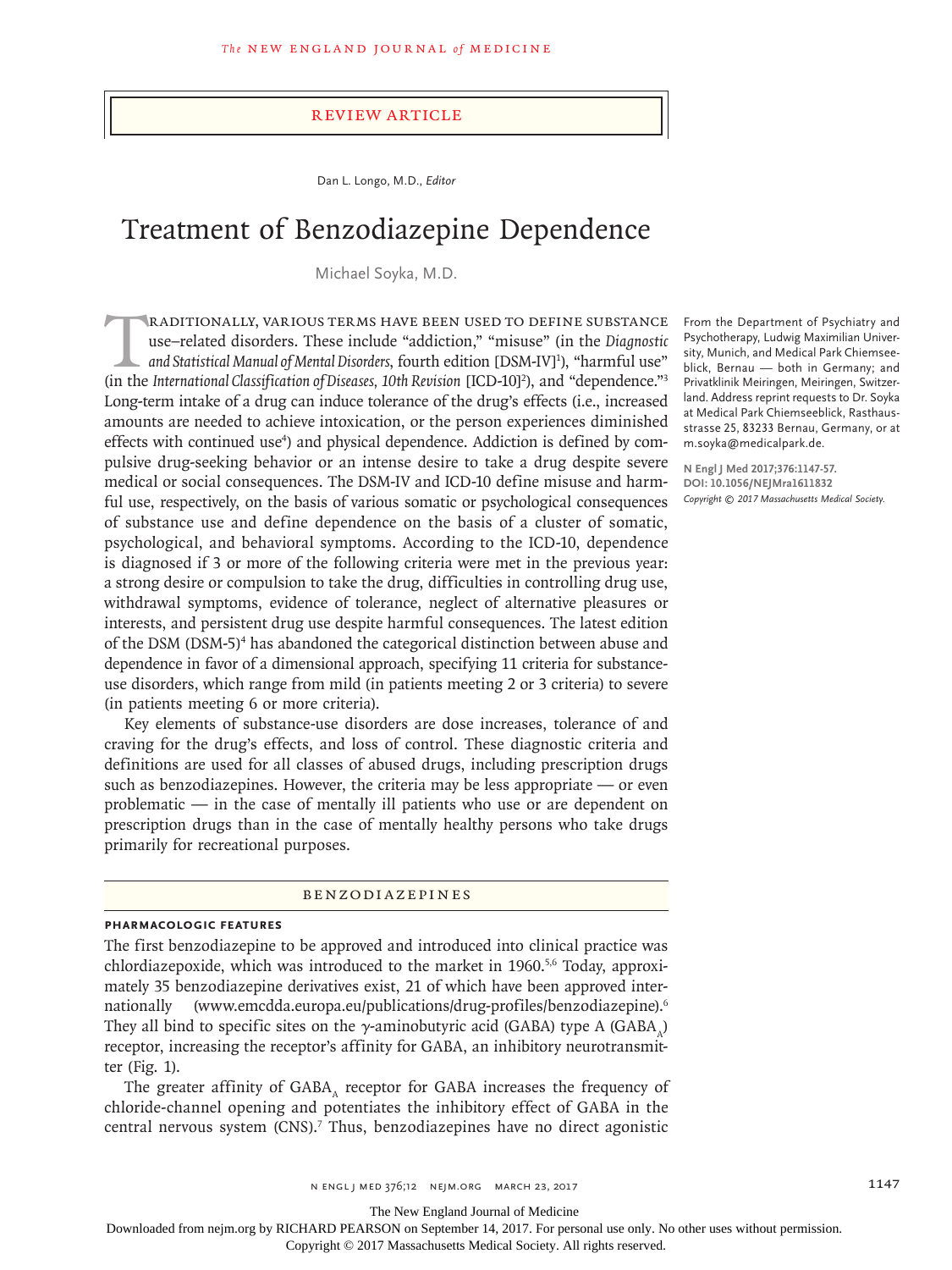Review Article

Dan L. Longo, M.D., *Editor*

# Treatment of Benzodiazepine Dependence

Michael Soyka, M.D.

From the Department of Psychiatry and Psychotherapy, Ludwig Maximilian University, Munich, and Medical Park Chiemseeblick, Bernau — both in Germany; and Privatklinik Meiringen, Meiringen, Switzerland. Address reprint requests to Dr. Soyka at Medical Park Chiemseeblick, Rasthausstrasse 25, 83233 Bernau, Germany, or at m.soyka@medicalpark.de.

N Engl J Med 2017;376:1147-57.
DOI: 10.1056/NEJMra1611832
*Copyright © 2017 Massachusetts Medical Society.*

Traditionally, various terms have been used to define substance use–related disorders. These include "addiction," "misuse" (in the *Diagnostic and Statistical Manual of Mental Disorders*, fourth edition [DSM-IV][1]), "harmful use" (in the *International Classification of Diseases, 10th Revision* [ICD-10][2]), and "dependence."[3] Long-term intake of a drug can induce tolerance of the drug's effects (i.e., increased amounts are needed to achieve intoxication, or the person experiences diminished effects with continued use[4]) and physical dependence. Addiction is defined by compulsive drug-seeking behavior or an intense desire to take a drug despite severe medical or social consequences. The DSM-IV and ICD-10 define misuse and harmful use, respectively, on the basis of various somatic or psychological consequences of substance use and define dependence on the basis of a cluster of somatic, psychological, and behavioral symptoms. According to the ICD-10, dependence is diagnosed if 3 or more of the following criteria were met in the previous year: a strong desire or compulsion to take the drug, difficulties in controlling drug use, withdrawal symptoms, evidence of tolerance, neglect of alternative pleasures or interests, and persistent drug use despite harmful consequences. The latest edition of the DSM (DSM-5)[4] has abandoned the categorical distinction between abuse and dependence in favor of a dimensional approach, specifying 11 criteria for substance-use disorders, which range from mild (in patients meeting 2 or 3 criteria) to severe (in patients meeting 6 or more criteria).

Key elements of substance-use disorders are dose increases, tolerance of and craving for the drug's effects, and loss of control. These diagnostic criteria and definitions are used for all classes of abused drugs, including prescription drugs such as benzodiazepines. However, the criteria may be less appropriate — or even problematic — in the case of mentally ill patients who use or are dependent on prescription drugs than in the case of mentally healthy persons who take drugs primarily for recreational purposes.

## Benzodiazepines

### Pharmacologic Features

The first benzodiazepine to be approved and introduced into clinical practice was chlordiazepoxide, which was introduced to the market in 1960.[5,6] Today, approximately 35 benzodiazepine derivatives exist, 21 of which have been approved internationally (www.emcdda.europa.eu/publications/drug-profiles/benzodiazepine).[6] They all bind to specific sites on the γ-aminobutyric acid (GABA) type A ($GABA_A$) receptor, increasing the receptor's affinity for GABA, an inhibitory neurotransmitter (Fig. 1).

The greater affinity of $GABA_A$ receptor for GABA increases the frequency of chloride-channel opening and potentiates the inhibitory effect of GABA in the central nervous system (CNS).[7] Thus, benzodiazepines have no direct agonistic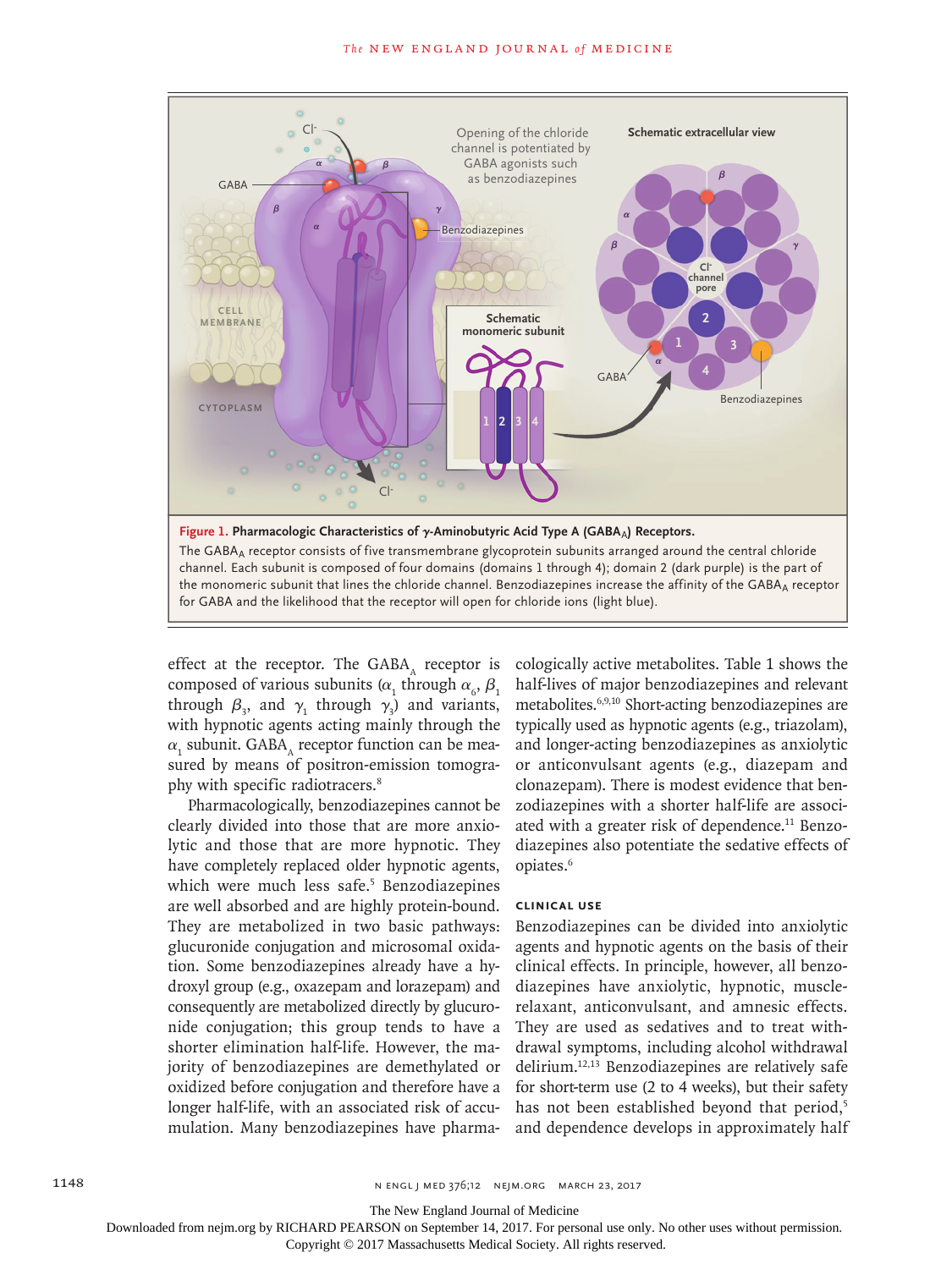**Figure 1. Pharmacologic Characteristics of γ-Aminobutyric Acid Type A ($GABA_A$) Receptors.**

The $GABA_A$ receptor consists of five transmembrane glycoprotein subunits arranged around the central chloride channel. Each subunit is composed of four domains (domains 1 through 4); domain 2 (dark purple) is the part of the monomeric subunit that lines the chloride channel. Benzodiazepines increase the affinity of the $GABA_A$ receptor for GABA and the likelihood that the receptor will open for chloride ions (light blue).

effect at the receptor. The $GABA_A$ receptor is composed of various subunits ($\alpha_1$ through $\alpha_6$, $\beta_1$ through $\beta_3$, and $\gamma_1$ through $\gamma_3$) and variants, with hypnotic agents acting mainly through the $\alpha_1$ subunit. $GABA_A$ receptor function can be measured by means of positron-emission tomography with specific radiotracers.[8]

Pharmacologically, benzodiazepines cannot be clearly divided into those that are more anxiolytic and those that are more hypnotic. They have completely replaced older hypnotic agents, which were much less safe.[5] Benzodiazepines are well absorbed and are highly protein-bound. They are metabolized in two basic pathways: glucuronide conjugation and microsomal oxidation. Some benzodiazepines already have a hydroxyl group (e.g., oxazepam and lorazepam) and consequently are metabolized directly by glucuronide conjugation; this group tends to have a shorter elimination half-life. However, the majority of benzodiazepines are demethylated or oxidized before conjugation and therefore have a longer half-life, with an associated risk of accumulation. Many benzodiazepines have pharmacologically active metabolites. Table 1 shows the half-lives of major benzodiazepines and relevant metabolites.[6,9,10] Short-acting benzodiazepines are typically used as hypnotic agents (e.g., triazolam), and longer-acting benzodiazepines as anxiolytic or anticonvulsant agents (e.g., diazepam and clonazepam). There is modest evidence that benzodiazepines with a shorter half-life are associated with a greater risk of dependence.[11] Benzodiazepines also potentiate the sedative effects of opiates.[6]

## CLINICAL USE

Benzodiazepines can be divided into anxiolytic agents and hypnotic agents on the basis of their clinical effects. In principle, however, all benzodiazepines have anxiolytic, hypnotic, muscle-relaxant, anticonvulsant, and amnesic effects. They are used as sedatives and to treat withdrawal symptoms, including alcohol withdrawal delirium.[12,13] Benzodiazepines are relatively safe for short-term use (2 to 4 weeks), but their safety has not been established beyond that period,[5] and dependence develops in approximately half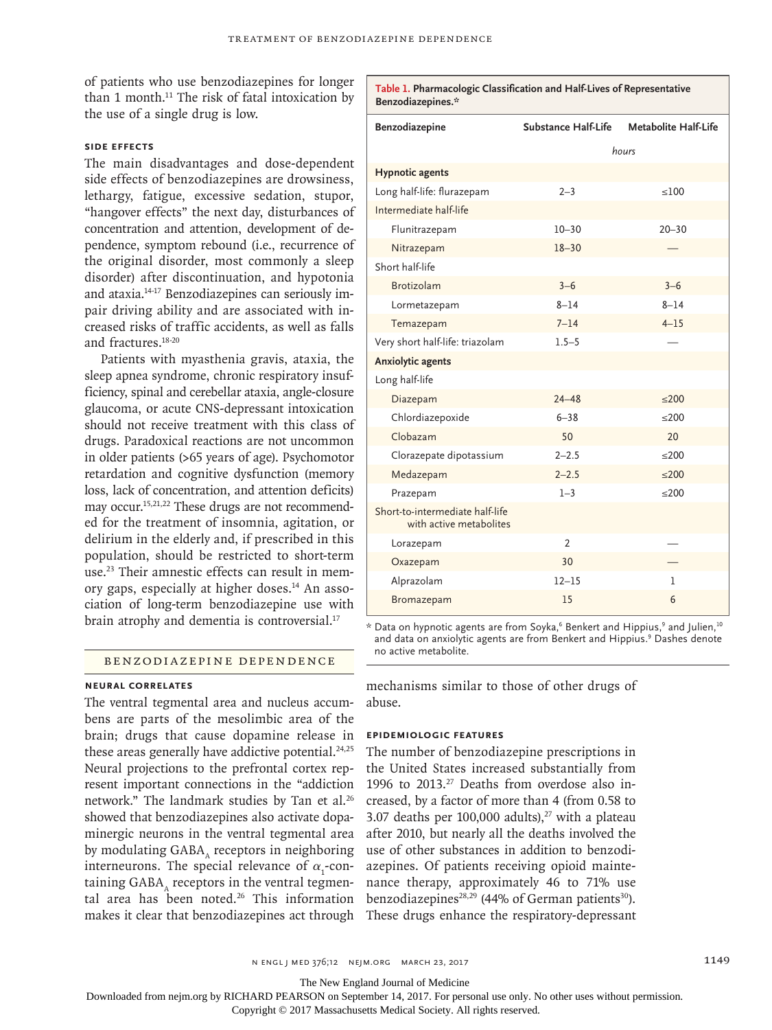of patients who use benzodiazepines for longer than 1 month.[11] The risk of fatal intoxication by the use of a single drug is low.

### SIDE EFFECTS

The main disadvantages and dose-dependent side effects of benzodiazepines are drowsiness, lethargy, fatigue, excessive sedation, stupor, "hangover effects" the next day, disturbances of concentration and attention, development of dependence, symptom rebound (i.e., recurrence of the original disorder, most commonly a sleep disorder) after discontinuation, and hypotonia and ataxia.[14-17] Benzodiazepines can seriously impair driving ability and are associated with increased risks of traffic accidents, as well as falls and fractures.[18-20]

Patients with myasthenia gravis, ataxia, the sleep apnea syndrome, chronic respiratory insufficiency, spinal and cerebellar ataxia, angle-closure glaucoma, or acute CNS-depressant intoxication should not receive treatment with this class of drugs. Paradoxical reactions are not uncommon in older patients (>65 years of age). Psychomotor retardation and cognitive dysfunction (memory loss, lack of concentration, and attention deficits) may occur.[15,21,22] These drugs are not recommended for the treatment of insomnia, agitation, or delirium in the elderly and, if prescribed in this population, should be restricted to short-term use.[23] Their amnestic effects can result in memory gaps, especially at higher doses.[14] An association of long-term benzodiazepine use with brain atrophy and dementia is controversial.[17]

**Table 1. Pharmacologic Classification and Half-Lives of Representative Benzodiazepines.***

| Benzodiazepine | Substance Half-Life | Metabolite Half-Life |
|---|---|---|
| | *hours* | |
| **Hypnotic agents** | | |
| Long half-life: flurazepam | 2–3 | ≤100 |
| Intermediate half-life | | |
| Flunitrazepam | 10–30 | 20–30 |
| Nitrazepam | 18–30 | — |
| Short half-life | | |
| Brotizolam | 3–6 | 3–6 |
| Lormetazepam | 8–14 | 8–14 |
| Temazepam | 7–14 | 4–15 |
| Very short half-life: triazolam | 1.5–5 | — |
| **Anxiolytic agents** | | |
| Long half-life | | |
| Diazepam | 24–48 | ≤200 |
| Chlordiazepoxide | 6–38 | ≤200 |
| Clobazam | 50 | 20 |
| Clorazepate dipotassium | 2–2.5 | ≤200 |
| Medazepam | 2–2.5 | ≤200 |
| Prazepam | 1–3 | ≤200 |
| Short-to-intermediate half-life with active metabolites | | |
| Lorazepam | 2 | — |
| Oxazepam | 30 | — |
| Alprazolam | 12–15 | 1 |
| Bromazepam | 15 | 6 |

\* Data on hypnotic agents are from Soyka,[6] Benkert and Hippius,[9] and Julien,[10] and data on anxiolytic agents are from Benkert and Hippius.[9] Dashes denote no active metabolite.

## BENZODIAZEPINE DEPENDENCE

### NEURAL CORRELATES

The ventral tegmental area and nucleus accumbens are parts of the mesolimbic area of the brain; drugs that cause dopamine release in these areas generally have addictive potential.[24,25] Neural projections to the prefrontal cortex represent important connections in the "addiction network." The landmark studies by Tan et al.[26] showed that benzodiazepines also activate dopaminergic neurons in the ventral tegmental area by modulating $GABA_A$ receptors in neighboring interneurons. The special relevance of $\alpha_1$-containing $GABA_A$ receptors in the ventral tegmental area has been noted.[26] This information makes it clear that benzodiazepines act through mechanisms similar to those of other drugs of abuse.

### EPIDEMIOLOGIC FEATURES

The number of benzodiazepine prescriptions in the United States increased substantially from 1996 to 2013.[27] Deaths from overdose also increased, by a factor of more than 4 (from 0.58 to 3.07 deaths per 100,000 adults),[27] with a plateau after 2010, but nearly all the deaths involved the use of other substances in addition to benzodiazepines. Of patients receiving opioid maintenance therapy, approximately 46 to 71% use benzodiazepines[28,29] (44% of German patients[30]). These drugs enhance the respiratory-depressant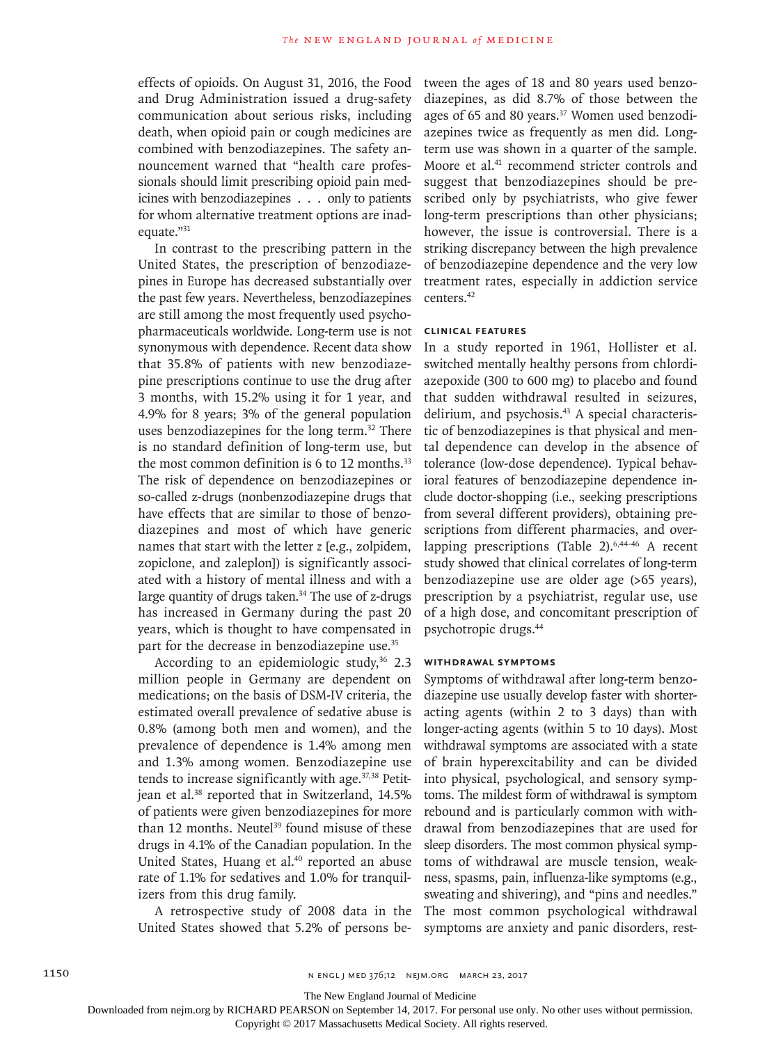effects of opioids. On August 31, 2016, the Food and Drug Administration issued a drug-safety communication about serious risks, including death, when opioid pain or cough medicines are combined with benzodiazepines. The safety announcement warned that "health care professionals should limit prescribing opioid pain medicines with benzodiazepines . . . only to patients for whom alternative treatment options are inadequate."[31]

In contrast to the prescribing pattern in the United States, the prescription of benzodiazepines in Europe has decreased substantially over the past few years. Nevertheless, benzodiazepines are still among the most frequently used psychopharmaceuticals worldwide. Long-term use is not synonymous with dependence. Recent data show that 35.8% of patients with new benzodiazepine prescriptions continue to use the drug after 3 months, with 15.2% using it for 1 year, and 4.9% for 8 years; 3% of the general population uses benzodiazepines for the long term.[32] There is no standard definition of long-term use, but the most common definition is 6 to 12 months.[33] The risk of dependence on benzodiazepines or so-called z-drugs (nonbenzodiazepine drugs that have effects that are similar to those of benzodiazepines and most of which have generic names that start with the letter *z* [e.g., zolpidem, zopiclone, and zaleplon]) is significantly associated with a history of mental illness and with a large quantity of drugs taken.[34] The use of z-drugs has increased in Germany during the past 20 years, which is thought to have compensated in part for the decrease in benzodiazepine use.[35]

According to an epidemiologic study,[36] 2.3 million people in Germany are dependent on medications; on the basis of DSM-IV criteria, the estimated overall prevalence of sedative abuse is 0.8% (among both men and women), and the prevalence of dependence is 1.4% among men and 1.3% among women. Benzodiazepine use tends to increase significantly with age.[37,38] Petitjean et al.[38] reported that in Switzerland, 14.5% of patients were given benzodiazepines for more than 12 months. Neutel[39] found misuse of these drugs in 4.1% of the Canadian population. In the United States, Huang et al.[40] reported an abuse rate of 1.1% for sedatives and 1.0% for tranquilizers from this drug family.

A retrospective study of 2008 data in the United States showed that 5.2% of persons between the ages of 18 and 80 years used benzodiazepines, as did 8.7% of those between the ages of 65 and 80 years.[37] Women used benzodiazepines twice as frequently as men did. Long-term use was shown in a quarter of the sample. Moore et al.[41] recommend stricter controls and suggest that benzodiazepines should be prescribed only by psychiatrists, who give fewer long-term prescriptions than other physicians; however, the issue is controversial. There is a striking discrepancy between the high prevalence of benzodiazepine dependence and the very low treatment rates, especially in addiction service centers.[42]

### CLINICAL FEATURES

In a study reported in 1961, Hollister et al. switched mentally healthy persons from chlordiazepoxide (300 to 600 mg) to placebo and found that sudden withdrawal resulted in seizures, delirium, and psychosis.[43] A special characteristic of benzodiazepines is that physical and mental dependence can develop in the absence of tolerance (low-dose dependence). Typical behavioral features of benzodiazepine dependence include doctor-shopping (i.e., seeking prescriptions from several different providers), obtaining prescriptions from different pharmacies, and overlapping prescriptions (Table 2).[6,44-46] A recent study showed that clinical correlates of long-term benzodiazepine use are older age (>65 years), prescription by a psychiatrist, regular use, use of a high dose, and concomitant prescription of psychotropic drugs.[44]

### WITHDRAWAL SYMPTOMS

Symptoms of withdrawal after long-term benzodiazepine use usually develop faster with shorter-acting agents (within 2 to 3 days) than with longer-acting agents (within 5 to 10 days). Most withdrawal symptoms are associated with a state of brain hyperexcitability and can be divided into physical, psychological, and sensory symptoms. The mildest form of withdrawal is symptom rebound and is particularly common with withdrawal from benzodiazepines that are used for sleep disorders. The most common physical symptoms of withdrawal are muscle tension, weakness, spasms, pain, influenza-like symptoms (e.g., sweating and shivering), and "pins and needles." The most common psychological withdrawal symptoms are anxiety and panic disorders, rest-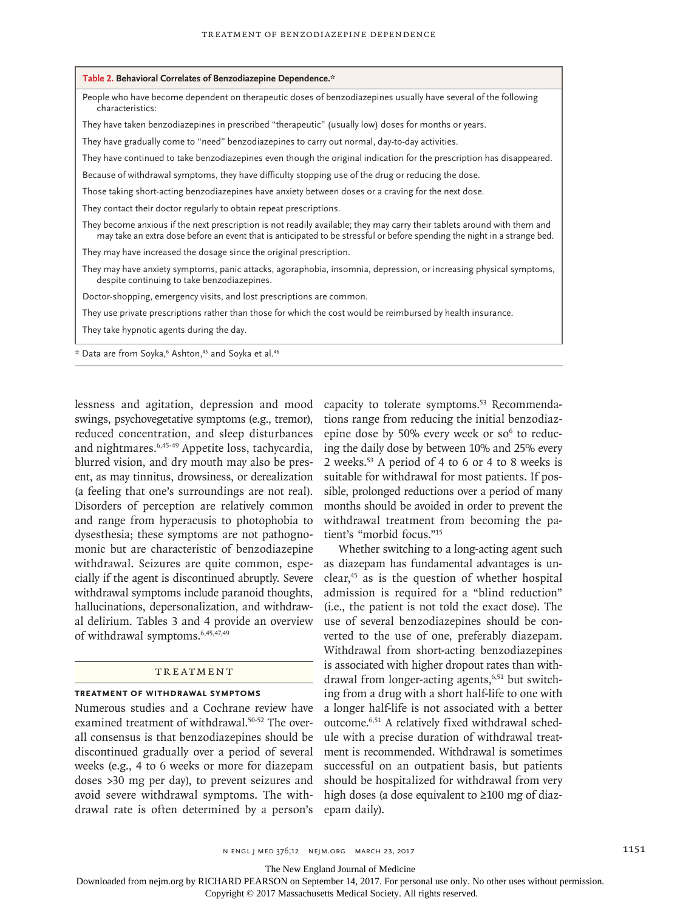**Table 2. Behavioral Correlates of Benzodiazepine Dependence.***

| |
|---|
| People who have become dependent on therapeutic doses of benzodiazepines usually have several of the following characteristics: |
| They have taken benzodiazepines in prescribed "therapeutic" (usually low) doses for months or years. |
| They have gradually come to "need" benzodiazepines to carry out normal, day-to-day activities. |
| They have continued to take benzodiazepines even though the original indication for the prescription has disappeared. |
| Because of withdrawal symptoms, they have difficulty stopping use of the drug or reducing the dose. |
| Those taking short-acting benzodiazepines have anxiety between doses or a craving for the next dose. |
| They contact their doctor regularly to obtain repeat prescriptions. |
| They become anxious if the next prescription is not readily available; they may carry their tablets around with them and may take an extra dose before an event that is anticipated to be stressful or before spending the night in a strange bed. |
| They may have increased the dosage since the original prescription. |
| They may have anxiety symptoms, panic attacks, agoraphobia, insomnia, depression, or increasing physical symptoms, despite continuing to take benzodiazepines. |
| Doctor-shopping, emergency visits, and lost prescriptions are common. |
| They use private prescriptions rather than those for which the cost would be reimbursed by health insurance. |
| They take hypnotic agents during the day. |

* Data are from Soyka,[6] Ashton,[45] and Soyka et al.[46]

lessness and agitation, depression and mood swings, psychovegetative symptoms (e.g., tremor), reduced concentration, and sleep disturbances and nightmares.[6,45-49] Appetite loss, tachycardia, blurred vision, and dry mouth may also be present, as may tinnitus, drowsiness, or derealization (a feeling that one's surroundings are not real). Disorders of perception are relatively common and range from hyperacusis to photophobia to dysesthesia; these symptoms are not pathognomonic but are characteristic of benzodiazepine withdrawal. Seizures are quite common, especially if the agent is discontinued abruptly. Severe withdrawal symptoms include paranoid thoughts, hallucinations, depersonalization, and withdrawal delirium. Tables 3 and 4 provide an overview of withdrawal symptoms.[6,45,47,49]

## Treatment

### Treatment of Withdrawal Symptoms

Numerous studies and a Cochrane review have examined treatment of withdrawal.[50-52] The overall consensus is that benzodiazepines should be discontinued gradually over a period of several weeks (e.g., 4 to 6 weeks or more for diazepam doses >30 mg per day), to prevent seizures and avoid severe withdrawal symptoms. The withdrawal rate is often determined by a person's capacity to tolerate symptoms.[53] Recommendations range from reducing the initial benzodiazepine dose by 50% every week or so[6] to reducing the daily dose by between 10% and 25% every 2 weeks.[53] A period of 4 to 6 or 4 to 8 weeks is suitable for withdrawal for most patients. If possible, prolonged reductions over a period of many months should be avoided in order to prevent the withdrawal treatment from becoming the patient's "morbid focus."[15]

Whether switching to a long-acting agent such as diazepam has fundamental advantages is unclear,[45] as is the question of whether hospital admission is required for a "blind reduction" (i.e., the patient is not told the exact dose). The use of several benzodiazepines should be converted to the use of one, preferably diazepam. Withdrawal from short-acting benzodiazepines is associated with higher dropout rates than withdrawal from longer-acting agents,[6,51] but switching from a drug with a short half-life to one with a longer half-life is not associated with a better outcome.[6,51] A relatively fixed withdrawal schedule with a precise duration of withdrawal treatment is recommended. Withdrawal is sometimes successful on an outpatient basis, but patients should be hospitalized for withdrawal from very high doses (a dose equivalent to ≥100 mg of diazepam daily).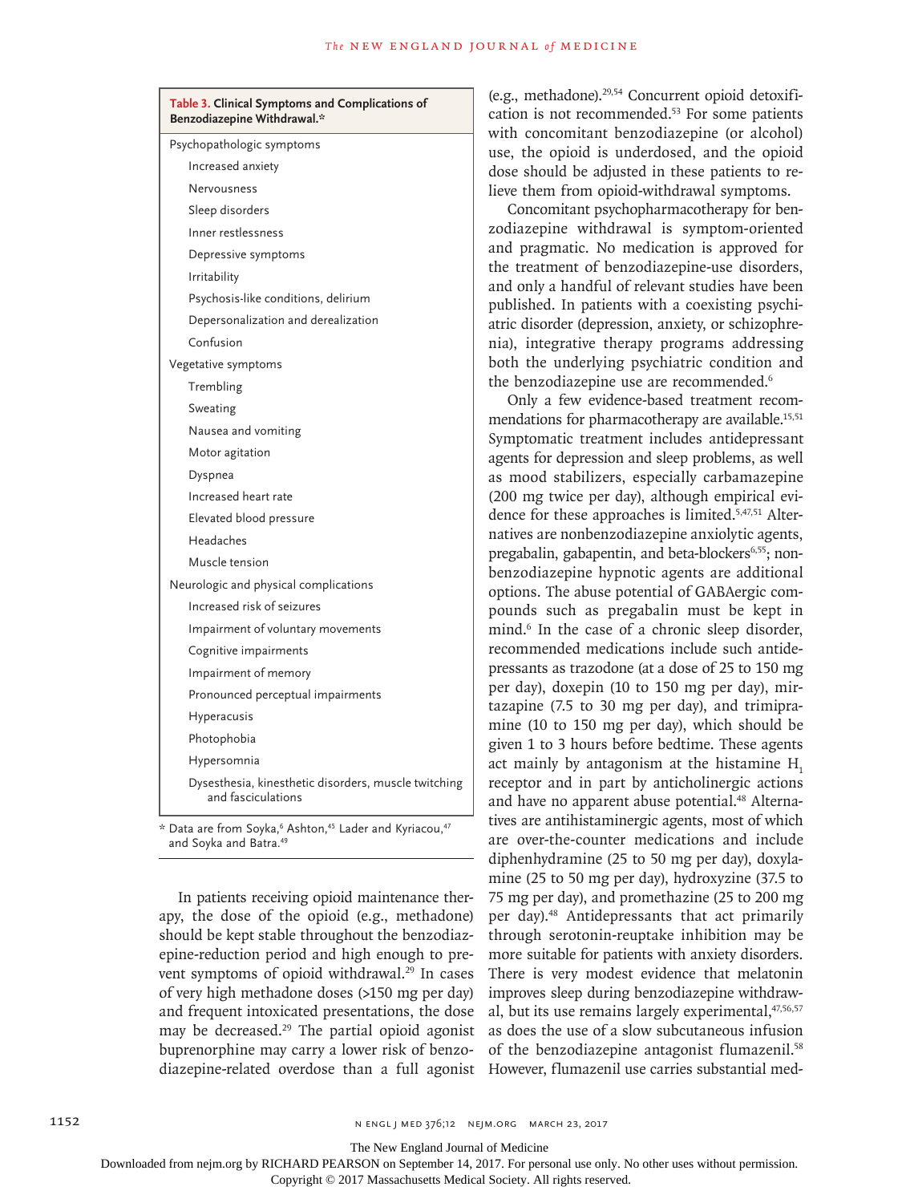**Table 3. Clinical Symptoms and Complications of Benzodiazepine Withdrawal.***

| |
|---|
| Psychopathologic symptoms |
| Increased anxiety |
| Nervousness |
| Sleep disorders |
| Inner restlessness |
| Depressive symptoms |
| Irritability |
| Psychosis-like conditions, delirium |
| Depersonalization and derealization |
| Confusion |
| Vegetative symptoms |
| Trembling |
| Sweating |
| Nausea and vomiting |
| Motor agitation |
| Dyspnea |
| Increased heart rate |
| Elevated blood pressure |
| Headaches |
| Muscle tension |
| Neurologic and physical complications |
| Increased risk of seizures |
| Impairment of voluntary movements |
| Cognitive impairments |
| Impairment of memory |
| Pronounced perceptual impairments |
| Hyperacusis |
| Photophobia |
| Hypersomnia |
| Dysesthesia, kinesthetic disorders, muscle twitching and fasciculations |

* Data are from Soyka,[6] Ashton,[45] Lader and Kyriacou,[47] and Soyka and Batra.[49]

In patients receiving opioid maintenance therapy, the dose of the opioid (e.g., methadone) should be kept stable throughout the benzodiazepine-reduction period and high enough to prevent symptoms of opioid withdrawal.[29] In cases of very high methadone doses (>150 mg per day) and frequent intoxicated presentations, the dose may be decreased.[29] The partial opioid agonist buprenorphine may carry a lower risk of benzodiazepine-related overdose than a full agonist (e.g., methadone).[29,54] Concurrent opioid detoxification is not recommended.[53] For some patients with concomitant benzodiazepine (or alcohol) use, the opioid is underdosed, and the opioid dose should be adjusted in these patients to relieve them from opioid-withdrawal symptoms.

Concomitant psychopharmacotherapy for benzodiazepine withdrawal is symptom-oriented and pragmatic. No medication is approved for the treatment of benzodiazepine-use disorders, and only a handful of relevant studies have been published. In patients with a coexisting psychiatric disorder (depression, anxiety, or schizophrenia), integrative therapy programs addressing both the underlying psychiatric condition and the benzodiazepine use are recommended.[6]

Only a few evidence-based treatment recommendations for pharmacotherapy are available.[15,51] Symptomatic treatment includes antidepressant agents for depression and sleep problems, as well as mood stabilizers, especially carbamazepine (200 mg twice per day), although empirical evidence for these approaches is limited.[5,47,51] Alternatives are nonbenzodiazepine anxiolytic agents, pregabalin, gabapentin, and beta-blockers[6,55]; nonbenzodiazepine hypnotic agents are additional options. The abuse potential of GABAergic compounds such as pregabalin must be kept in mind.[6] In the case of a chronic sleep disorder, recommended medications include such antidepressants as trazodone (at a dose of 25 to 150 mg per day), doxepin (10 to 150 mg per day), mirtazapine (7.5 to 30 mg per day), and trimipramine (10 to 150 mg per day), which should be given 1 to 3 hours before bedtime. These agents act mainly by antagonism at the histamine $H_1$ receptor and in part by anticholinergic actions and have no apparent abuse potential.[48] Alternatives are antihistaminergic agents, most of which are over-the-counter medications and include diphenhydramine (25 to 50 mg per day), doxylamine (25 to 50 mg per day), hydroxyzine (37.5 to 75 mg per day), and promethazine (25 to 200 mg per day).[48] Antidepressants that act primarily through serotonin-reuptake inhibition may be more suitable for patients with anxiety disorders. There is very modest evidence that melatonin improves sleep during benzodiazepine withdrawal, but its use remains largely experimental,[47,56,57] as does the use of a slow subcutaneous infusion of the benzodiazepine antagonist flumazenil.[58] However, flumazenil use carries substantial med-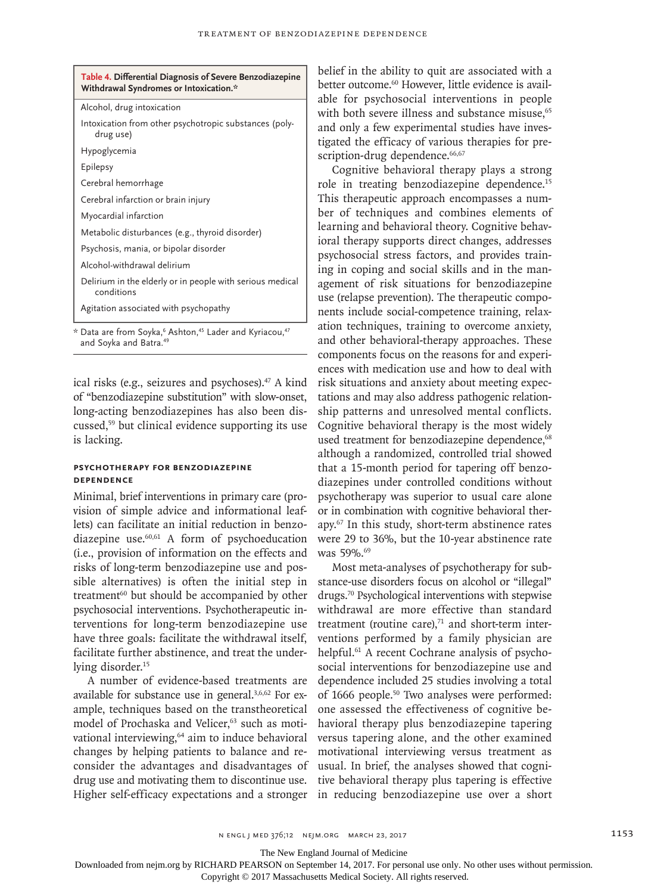**Table 4. Differential Diagnosis of Severe Benzodiazepine Withdrawal Syndromes or Intoxication.***

| |
|---|
| Alcohol, drug intoxication |
| Intoxication from other psychotropic substances (polydrug use) |
| Hypoglycemia |
| Epilepsy |
| Cerebral hemorrhage |
| Cerebral infarction or brain injury |
| Myocardial infarction |
| Metabolic disturbances (e.g., thyroid disorder) |
| Psychosis, mania, or bipolar disorder |
| Alcohol-withdrawal delirium |
| Delirium in the elderly or in people with serious medical conditions |
| Agitation associated with psychopathy |

\* Data are from Soyka,[6] Ashton,[45] Lader and Kyriacou,[47] and Soyka and Batra.[49]

ical risks (e.g., seizures and psychoses).[47] A kind of "benzodiazepine substitution" with slow-onset, long-acting benzodiazepines has also been discussed,[59] but clinical evidence supporting its use is lacking.

## Psychotherapy for Benzodiazepine Dependence

Minimal, brief interventions in primary care (provision of simple advice and informational leaflets) can facilitate an initial reduction in benzodiazepine use.[60,61] A form of psychoeducation (i.e., provision of information on the effects and risks of long-term benzodiazepine use and possible alternatives) is often the initial step in treatment[60] but should be accompanied by other psychosocial interventions. Psychotherapeutic interventions for long-term benzodiazepine use have three goals: facilitate the withdrawal itself, facilitate further abstinence, and treat the underlying disorder.[15]

A number of evidence-based treatments are available for substance use in general.[3,6,62] For example, techniques based on the transtheoretical model of Prochaska and Velicer,[63] such as motivational interviewing,[64] aim to induce behavioral changes by helping patients to balance and reconsider the advantages and disadvantages of drug use and motivating them to discontinue use. Higher self-efficacy expectations and a stronger belief in the ability to quit are associated with a better outcome.[60] However, little evidence is available for psychosocial interventions in people with both severe illness and substance misuse,[65] and only a few experimental studies have investigated the efficacy of various therapies for prescription-drug dependence.[66,67]

Cognitive behavioral therapy plays a strong role in treating benzodiazepine dependence.[15] This therapeutic approach encompasses a number of techniques and combines elements of learning and behavioral theory. Cognitive behavioral therapy supports direct changes, addresses psychosocial stress factors, and provides training in coping and social skills and in the management of risk situations for benzodiazepine use (relapse prevention). The therapeutic components include social-competence training, relaxation techniques, training to overcome anxiety, and other behavioral-therapy approaches. These components focus on the reasons for and experiences with medication use and how to deal with risk situations and anxiety about meeting expectations and may also address pathogenic relationship patterns and unresolved mental conflicts. Cognitive behavioral therapy is the most widely used treatment for benzodiazepine dependence,[68] although a randomized, controlled trial showed that a 15-month period for tapering off benzodiazepines under controlled conditions without psychotherapy was superior to usual care alone or in combination with cognitive behavioral therapy.[67] In this study, short-term abstinence rates were 29 to 36%, but the 10-year abstinence rate was 59%.[69]

Most meta-analyses of psychotherapy for substance-use disorders focus on alcohol or "illegal" drugs.[70] Psychological interventions with stepwise withdrawal are more effective than standard treatment (routine care),[71] and short-term interventions performed by a family physician are helpful.[61] A recent Cochrane analysis of psychosocial interventions for benzodiazepine use and dependence included 25 studies involving a total of 1666 people.[50] Two analyses were performed: one assessed the effectiveness of cognitive behavioral therapy plus benzodiazepine tapering versus tapering alone, and the other examined motivational interviewing versus treatment as usual. In brief, the analyses showed that cognitive behavioral therapy plus tapering is effective in reducing benzodiazepine use over a short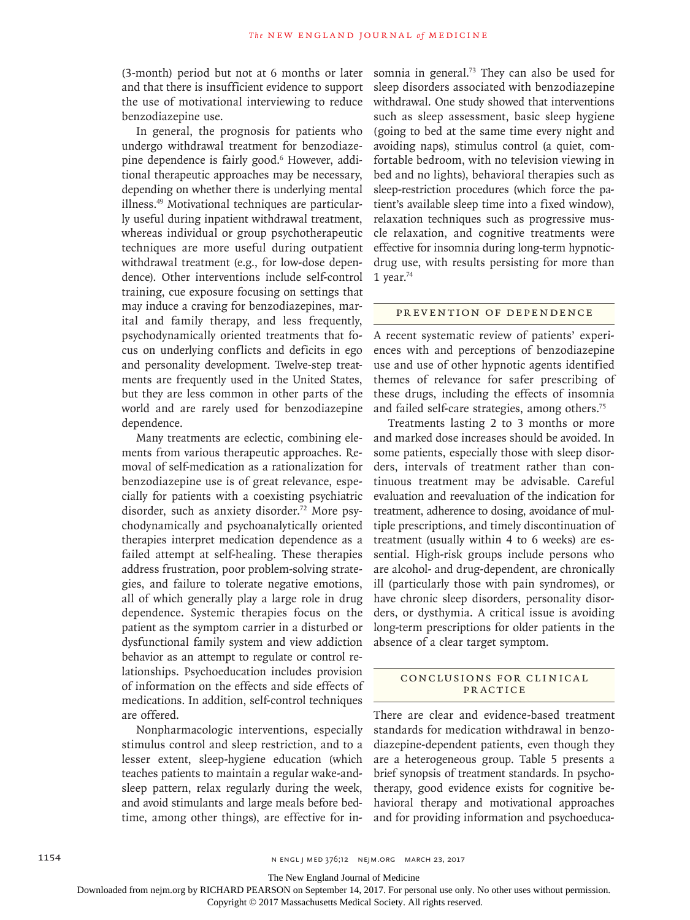(3-month) period but not at 6 months or later and that there is insufficient evidence to support the use of motivational interviewing to reduce benzodiazepine use.

In general, the prognosis for patients who undergo withdrawal treatment for benzodiazepine dependence is fairly good.[6] However, additional therapeutic approaches may be necessary, depending on whether there is underlying mental illness.[49] Motivational techniques are particularly useful during inpatient withdrawal treatment, whereas individual or group psychotherapeutic techniques are more useful during outpatient withdrawal treatment (e.g., for low-dose dependence). Other interventions include self-control training, cue exposure focusing on settings that may induce a craving for benzodiazepines, marital and family therapy, and less frequently, psychodynamically oriented treatments that focus on underlying conflicts and deficits in ego and personality development. Twelve-step treatments are frequently used in the United States, but they are less common in other parts of the world and are rarely used for benzodiazepine dependence.

Many treatments are eclectic, combining elements from various therapeutic approaches. Removal of self-medication as a rationalization for benzodiazepine use is of great relevance, especially for patients with a coexisting psychiatric disorder, such as anxiety disorder.[72] More psychodynamically and psychoanalytically oriented therapies interpret medication dependence as a failed attempt at self-healing. These therapies address frustration, poor problem-solving strategies, and failure to tolerate negative emotions, all of which generally play a large role in drug dependence. Systemic therapies focus on the patient as the symptom carrier in a disturbed or dysfunctional family system and view addiction behavior as an attempt to regulate or control relationships. Psychoeducation includes provision of information on the effects and side effects of medications. In addition, self-control techniques are offered.

Nonpharmacologic interventions, especially stimulus control and sleep restriction, and to a lesser extent, sleep-hygiene education (which teaches patients to maintain a regular wake-and-sleep pattern, relax regularly during the week, and avoid stimulants and large meals before bedtime, among other things), are effective for insomnia in general.[73] They can also be used for sleep disorders associated with benzodiazepine withdrawal. One study showed that interventions such as sleep assessment, basic sleep hygiene (going to bed at the same time every night and avoiding naps), stimulus control (a quiet, comfortable bedroom, with no television viewing in bed and no lights), behavioral therapies such as sleep-restriction procedures (which force the patient's available sleep time into a fixed window), relaxation techniques such as progressive muscle relaxation, and cognitive treatments were effective for insomnia during long-term hypnotic-drug use, with results persisting for more than 1 year.[74]

## PREVENTION OF DEPENDENCE

A recent systematic review of patients' experiences with and perceptions of benzodiazepine use and use of other hypnotic agents identified themes of relevance for safer prescribing of these drugs, including the effects of insomnia and failed self-care strategies, among others.[75]

Treatments lasting 2 to 3 months or more and marked dose increases should be avoided. In some patients, especially those with sleep disorders, intervals of treatment rather than continuous treatment may be advisable. Careful evaluation and reevaluation of the indication for treatment, adherence to dosing, avoidance of multiple prescriptions, and timely discontinuation of treatment (usually within 4 to 6 weeks) are essential. High-risk groups include persons who are alcohol- and drug-dependent, are chronically ill (particularly those with pain syndromes), or have chronic sleep disorders, personality disorders, or dysthymia. A critical issue is avoiding long-term prescriptions for older patients in the absence of a clear target symptom.

## CONCLUSIONS FOR CLINICAL PRACTICE

There are clear and evidence-based treatment standards for medication withdrawal in benzodiazepine-dependent patients, even though they are a heterogeneous group. Table 5 presents a brief synopsis of treatment standards. In psychotherapy, good evidence exists for cognitive behavioral therapy and motivational approaches and for providing information and psychoeduca-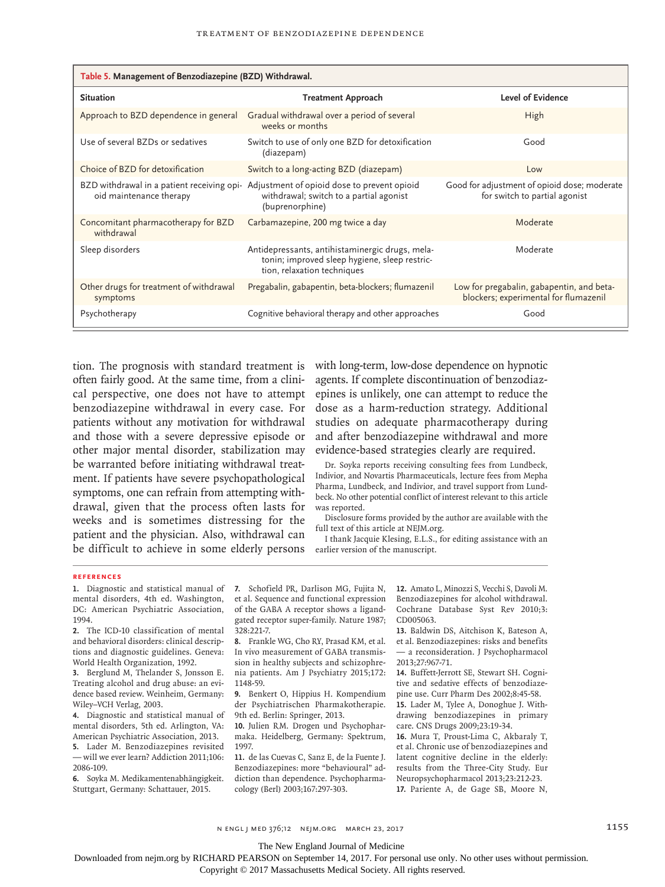**Table 5. Management of Benzodiazepine (BZD) Withdrawal.**

| Situation | Treatment Approach | Level of Evidence |
|---|---|---|
| Approach to BZD dependence in general | Gradual withdrawal over a period of several weeks or months | High |
| Use of several BZDs or sedatives | Switch to use of only one BZD for detoxification (diazepam) | Good |
| Choice of BZD for detoxification | Switch to a long-acting BZD (diazepam) | Low |
| BZD withdrawal in a patient receiving opioid maintenance therapy | Adjustment of opioid dose to prevent opioid withdrawal; switch to a partial agonist (buprenorphine) | Good for adjustment of opioid dose; moderate for switch to partial agonist |
| Concomitant pharmacotherapy for BZD withdrawal | Carbamazepine, 200 mg twice a day | Moderate |
| Sleep disorders | Antidepressants, antihistaminergic drugs, melatonin; improved sleep hygiene, sleep restriction, relaxation techniques | Moderate |
| Other drugs for treatment of withdrawal symptoms | Pregabalin, gabapentin, beta-blockers; flumazenil | Low for pregabalin, gabapentin, and beta-blockers; experimental for flumazenil |
| Psychotherapy | Cognitive behavioral therapy and other approaches | Good |

tion. The prognosis with standard treatment is often fairly good. At the same time, from a clinical perspective, one does not have to attempt benzodiazepine withdrawal in every case. For patients without any motivation for withdrawal and those with a severe depressive episode or other major mental disorder, stabilization may be warranted before initiating withdrawal treatment. If patients have severe psychopathological symptoms, one can refrain from attempting withdrawal, given that the process often lasts for weeks and is sometimes distressing for the patient and the physician. Also, withdrawal can be difficult to achieve in some elderly persons with long-term, low-dose dependence on hypnotic agents. If complete discontinuation of benzodiazepines is unlikely, one can attempt to reduce the dose as a harm-reduction strategy. Additional studies on adequate pharmacotherapy during and after benzodiazepine withdrawal and more evidence-based strategies clearly are required.

Dr. Soyka reports receiving consulting fees from Lundbeck, Indivior, and Novartis Pharmaceuticals, lecture fees from Mepha Pharma, Lundbeck, and Indivior, and travel support from Lundbeck. No other potential conflict of interest relevant to this article was reported.

Disclosure forms provided by the author are available with the full text of this article at NEJM.org.

I thank Jacquie Klesing, E.L.S., for editing assistance with an earlier version of the manuscript.

## References

1. Diagnostic and statistical manual of mental disorders, 4th ed. Washington, DC: American Psychiatric Association, 1994.
2. The ICD-10 classification of mental and behavioral disorders: clinical descriptions and diagnostic guidelines. Geneva: World Health Organization, 1992.
3. Berglund M, Thelander S, Jonsson E. Treating alcohol and drug abuse: an evidence based review. Weinheim, Germany: Wiley–VCH Verlag, 2003.
4. Diagnostic and statistical manual of mental disorders, 5th ed. Arlington, VA: American Psychiatric Association, 2013.
5. Lader M. Benzodiazepines revisited — will we ever learn? Addiction 2011;106: 2086-109.
6. Soyka M. Medikamentenabhängigkeit. Stuttgart, Germany: Schattauer, 2015.
7. Schofield PR, Darlison MG, Fujita N, et al. Sequence and functional expression of the GABA A receptor shows a ligand-gated receptor super-family. Nature 1987; 328:221-7.
8. Frankle WG, Cho RY, Prasad KM, et al. In vivo measurement of GABA transmission in healthy subjects and schizophrenia patients. Am J Psychiatry 2015;172: 1148-59.
9. Benkert O, Hippius H. Kompendium der Psychiatrischen Pharmakotherapie. 9th ed. Berlin: Springer, 2013.
10. Julien RM. Drogen und Psychopharmaka. Heidelberg, Germany: Spektrum, 1997.
11. de las Cuevas C, Sanz E, de la Fuente J. Benzodiazepines: more "behavioural" addiction than dependence. Psychopharmacology (Berl) 2003;167:297-303.
12. Amato L, Minozzi S, Vecchi S, Davoli M. Benzodiazepines for alcohol withdrawal. Cochrane Database Syst Rev 2010;3: CD005063.
13. Baldwin DS, Aitchison K, Bateson A, et al. Benzodiazepines: risks and benefits — a reconsideration. J Psychopharmacol 2013;27:967-71.
14. Buffett-Jerrott SE, Stewart SH. Cognitive and sedative effects of benzodiazepine use. Curr Pharm Des 2002;8:45-58.
15. Lader M, Tylee A, Donoghue J. Withdrawing benzodiazepines in primary care. CNS Drugs 2009;23:19-34.
16. Mura T, Proust-Lima C, Akbaraly T, et al. Chronic use of benzodiazepines and latent cognitive decline in the elderly: results from the Three-City Study. Eur Neuropsychopharmacol 2013;23:212-23.
17. Pariente A, de Gage SB, Moore N,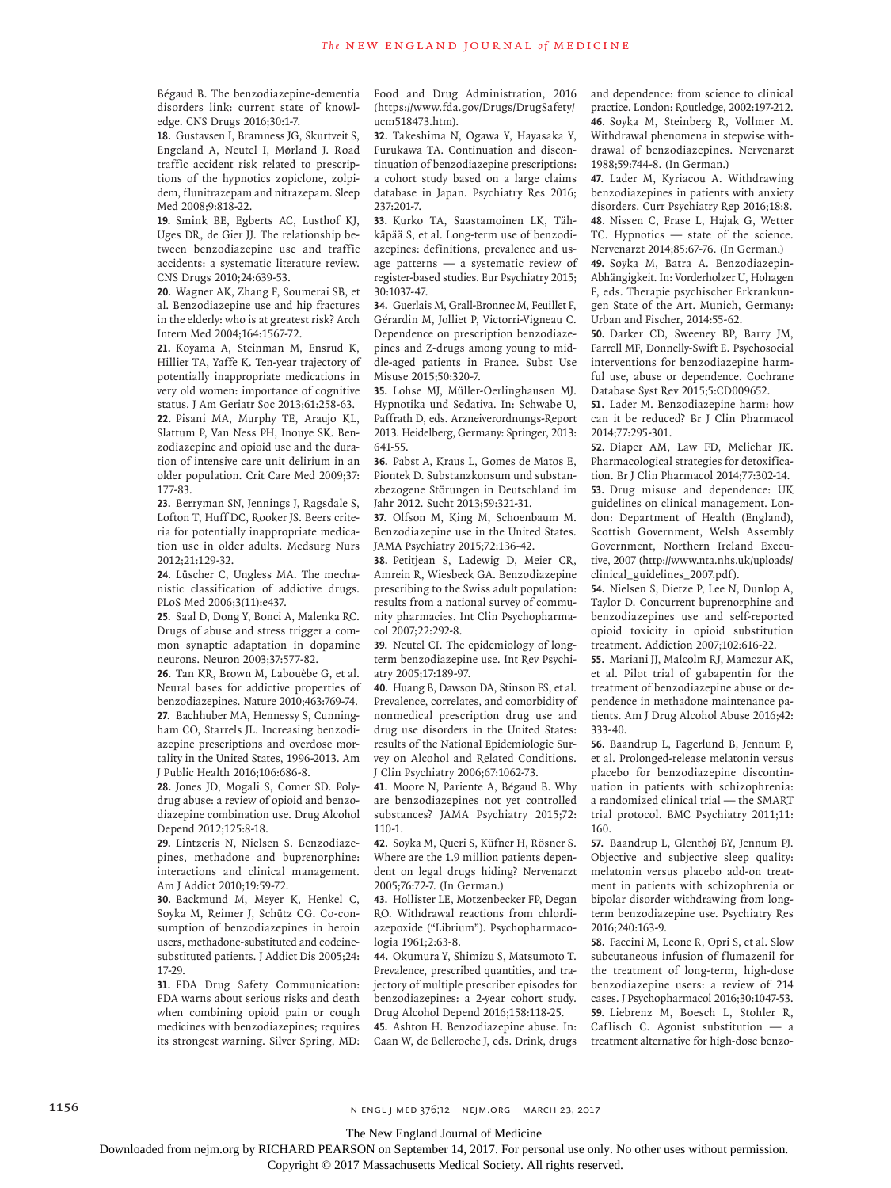Bégaud B. The benzodiazepine-dementia disorders link: current state of knowledge. CNS Drugs 2016;30:1-7.

18. Gustavsen I, Bramness JG, Skurtveit S, Engeland A, Neutel I, Mørland J. Road traffic accident risk related to prescriptions of the hypnotics zopiclone, zolpidem, flunitrazepam and nitrazepam. Sleep Med 2008;9:818-22.

19. Smink BE, Egberts AC, Lusthof KJ, Uges DR, de Gier JJ. The relationship between benzodiazepine use and traffic accidents: a systematic literature review. CNS Drugs 2010;24:639-53.

20. Wagner AK, Zhang F, Soumerai SB, et al. Benzodiazepine use and hip fractures in the elderly: who is at greatest risk? Arch Intern Med 2004;164:1567-72.

21. Koyama A, Steinman M, Ensrud K, Hillier TA, Yaffe K. Ten-year trajectory of potentially inappropriate medications in very old women: importance of cognitive status. J Am Geriatr Soc 2013;61:258-63.

22. Pisani MA, Murphy TE, Araujo KL, Slattum P, Van Ness PH, Inouye SK. Benzodiazepine and opioid use and the duration of intensive care unit delirium in an older population. Crit Care Med 2009;37:177-83.

23. Berryman SN, Jennings J, Ragsdale S, Lofton T, Huff DC, Rooker JS. Beers criteria for potentially inappropriate medication use in older adults. Medsurg Nurs 2012;21:129-32.

24. Lüscher C, Ungless MA. The mechanistic classification of addictive drugs. PLoS Med 2006;3(11):e437.

25. Saal D, Dong Y, Bonci A, Malenka RC. Drugs of abuse and stress trigger a common synaptic adaptation in dopamine neurons. Neuron 2003;37:577-82.

26. Tan KR, Brown M, Labouèbe G, et al. Neural bases for addictive properties of benzodiazepines. Nature 2010;463:769-74.

27. Bachhuber MA, Hennessy S, Cunningham CO, Starrels JL. Increasing benzodiazepine prescriptions and overdose mortality in the United States, 1996-2013. Am J Public Health 2016;106:686-8.

28. Jones JD, Mogali S, Comer SD. Polydrug abuse: a review of opioid and benzodiazepine combination use. Drug Alcohol Depend 2012;125:8-18.

29. Lintzeris N, Nielsen S. Benzodiazepines, methadone and buprenorphine: interactions and clinical management. Am J Addict 2010;19:59-72.

30. Backmund M, Meyer K, Henkel C, Soyka M, Reimer J, Schütz CG. Co-consumption of benzodiazepines in heroin users, methadone-substituted and codeine-substituted patients. J Addict Dis 2005;24:17-29.

31. FDA Drug Safety Communication: FDA warns about serious risks and death when combining opioid pain or cough medicines with benzodiazepines; requires its strongest warning. Silver Spring, MD: Food and Drug Administration, 2016 (https://www.fda.gov/Drugs/DrugSafety/ucm518473.htm).

32. Takeshima N, Ogawa Y, Hayasaka Y, Furukawa TA. Continuation and discontinuation of benzodiazepine prescriptions: a cohort study based on a large claims database in Japan. Psychiatry Res 2016;237:201-7.

33. Kurko TA, Saastamoinen LK, Tähkäpää S, et al. Long-term use of benzodiazepines: definitions, prevalence and usage patterns — a systematic review of register-based studies. Eur Psychiatry 2015;30:1037-47.

34. Guerlais M, Grall-Bronnec M, Feuillet F, Gérardin M, Jolliet P, Victorri-Vigneau C. Dependence on prescription benzodiazepines and Z-drugs among young to middle-aged patients in France. Subst Use Misuse 2015;50:320-7.

35. Lohse MJ, Müller-Oerlinghausen MJ. Hypnotika und Sedativa. In: Schwabe U, Paffrath D, eds. Arzneiverordnungs-Report 2013. Heidelberg, Germany: Springer, 2013:641-55.

36. Pabst A, Kraus L, Gomes de Matos E, Piontek D. Substanzkonsum und substanzbezogene Störungen in Deutschland im Jahr 2012. Sucht 2013;59:321-31.

37. Olfson M, King M, Schoenbaum M. Benzodiazepine use in the United States. JAMA Psychiatry 2015;72:136-42.

38. Petitjean S, Ladewig D, Meier CR, Amrein R, Wiesbeck GA. Benzodiazepine prescribing to the Swiss adult population: results from a national survey of community pharmacies. Int Clin Psychopharmacol 2007;22:292-8.

39. Neutel CI. The epidemiology of long-term benzodiazepine use. Int Rev Psychiatry 2005;17:189-97.

40. Huang B, Dawson DA, Stinson FS, et al. Prevalence, correlates, and comorbidity of nonmedical prescription drug use and drug use disorders in the United States: results of the National Epidemiologic Survey on Alcohol and Related Conditions. J Clin Psychiatry 2006;67:1062-73.

41. Moore N, Pariente A, Bégaud B. Why are benzodiazepines not yet controlled substances? JAMA Psychiatry 2015;72:110-1.

42. Soyka M, Queri S, Küfner H, Rösner S. Where are the 1.9 million patients dependent on legal drugs hiding? Nervenarzt 2005;76:72-7. (In German.)

43. Hollister LE, Motzenbecker FP, Degan RO. Withdrawal reactions from chlordiazepoxide ("Librium"). Psychopharmacologia 1961;2:63-8.

44. Okumura Y, Shimizu S, Matsumoto T. Prevalence, prescribed quantities, and trajectory of multiple prescriber episodes for benzodiazepines: a 2-year cohort study. Drug Alcohol Depend 2016;158:118-25.

45. Ashton H. Benzodiazepine abuse. In: Caan W, de Belleroche J, eds. Drink, drugs and dependence: from science to clinical practice. London: Routledge, 2002:197-212.

46. Soyka M, Steinberg R, Vollmer M. Withdrawal phenomena in stepwise withdrawal of benzodiazepines. Nervenarzt 1988;59:744-8. (In German.)

47. Lader M, Kyriacou A. Withdrawing benzodiazepines in patients with anxiety disorders. Curr Psychiatry Rep 2016;18:8.

48. Nissen C, Frase L, Hajak G, Wetter TC. Hypnotics — state of the science. Nervenarzt 2014;85:67-76. (In German.)

49. Soyka M, Batra A. Benzodiazepin-Abhängigkeit. In: Vorderholzer U, Hohagen F, eds. Therapie psychischer Erkrankungen State of the Art. Munich, Germany: Urban and Fischer, 2014:55-62.

50. Darker CD, Sweeney BP, Barry JM, Farrell MF, Donnelly-Swift E. Psychosocial interventions for benzodiazepine harmful use, abuse or dependence. Cochrane Database Syst Rev 2015;5:CD009652.

51. Lader M. Benzodiazepine harm: how can it be reduced? Br J Clin Pharmacol 2014;77:295-301.

52. Diaper AM, Law FD, Melichar JK. Pharmacological strategies for detoxification. Br J Clin Pharmacol 2014;77:302-14.

53. Drug misuse and dependence: UK guidelines on clinical management. London: Department of Health (England), Scottish Government, Welsh Assembly Government, Northern Ireland Executive, 2007 (http://www.nta.nhs.uk/uploads/clinical_guidelines_2007.pdf).

54. Nielsen S, Dietze P, Lee N, Dunlop A, Taylor D. Concurrent buprenorphine and benzodiazepines use and self-reported opioid toxicity in opioid substitution treatment. Addiction 2007;102:616-22.

55. Mariani JJ, Malcolm RJ, Mamczur AK, et al. Pilot trial of gabapentin for the treatment of benzodiazepine abuse or dependence in methadone maintenance patients. Am J Drug Alcohol Abuse 2016;42:333-40.

56. Baandrup L, Fagerlund B, Jennum P, et al. Prolonged-release melatonin versus placebo for benzodiazepine discontinuation in patients with schizophrenia: a randomized clinical trial — the SMART trial protocol. BMC Psychiatry 2011;11:160.

57. Baandrup L, Glenthøj BY, Jennum PJ. Objective and subjective sleep quality: melatonin versus placebo add-on treatment in patients with schizophrenia or bipolar disorder withdrawing from long-term benzodiazepine use. Psychiatry Res 2016;240:163-9.

58. Faccini M, Leone R, Opri S, et al. Slow subcutaneous infusion of flumazenil for the treatment of long-term, high-dose benzodiazepine users: a review of 214 cases. J Psychopharmacol 2016;30:1047-53.

59. Liebrenz M, Boesch L, Stohler R, Caflisch C. Agonist substitution — a treatment alternative for high-dose benzo-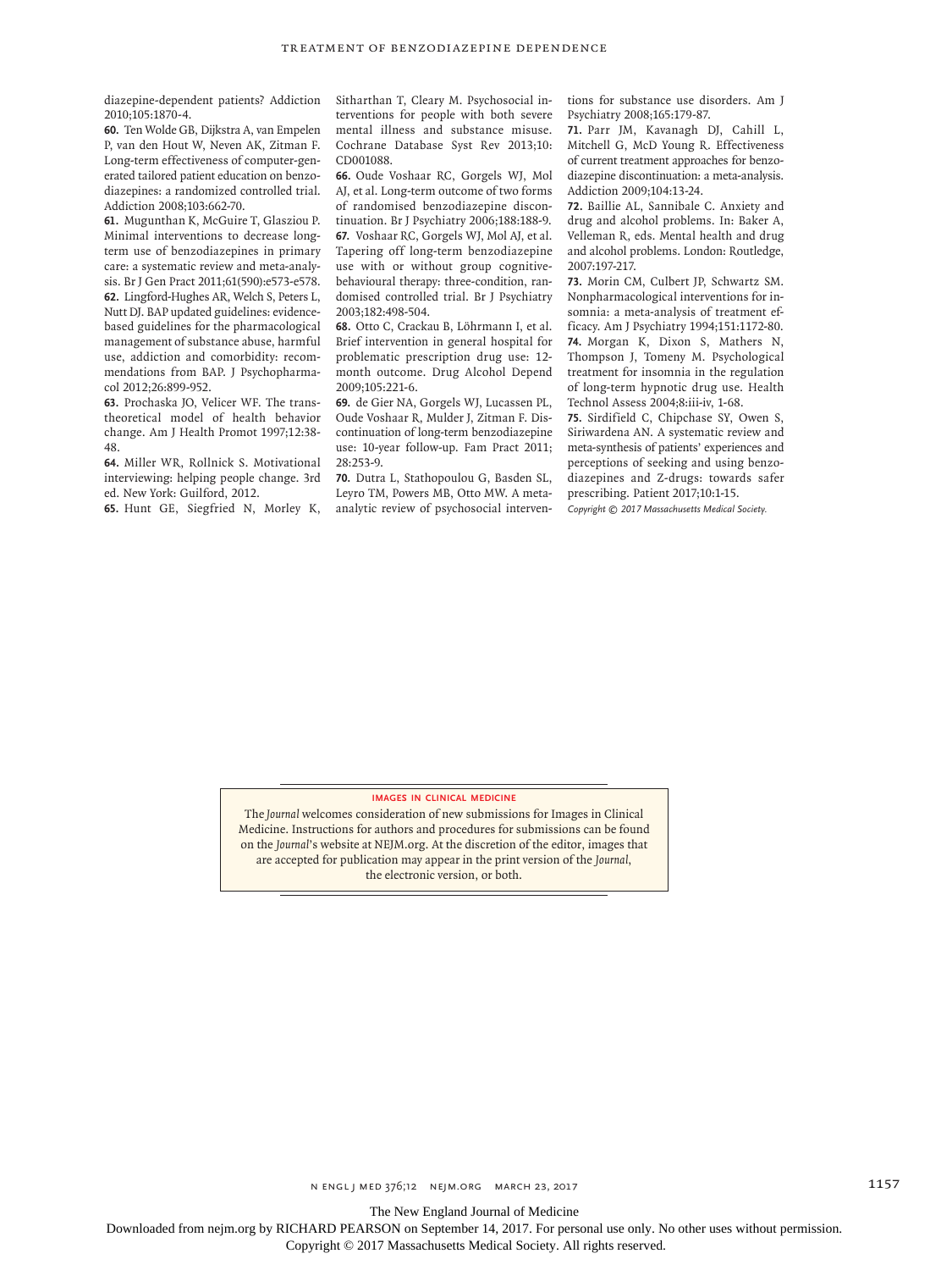diazepine-dependent patients? Addiction 2010;105:1870-4.

**60.** Ten Wolde GB, Dijkstra A, van Empelen P, van den Hout W, Neven AK, Zitman F. Long-term effectiveness of computer-generated tailored patient education on benzodiazepines: a randomized controlled trial. Addiction 2008;103:662-70.

**61.** Mugunthan K, McGuire T, Glasziou P. Minimal interventions to decrease long-term use of benzodiazepines in primary care: a systematic review and meta-analysis. Br J Gen Pract 2011;61(590):e573-e578.

**62.** Lingford-Hughes AR, Welch S, Peters L, Nutt DJ. BAP updated guidelines: evidence-based guidelines for the pharmacological management of substance abuse, harmful use, addiction and comorbidity: recommendations from BAP. J Psychopharmacol 2012;26:899-952.

**63.** Prochaska JO, Velicer WF. The transtheoretical model of health behavior change. Am J Health Promot 1997;12:38-48.

**64.** Miller WR, Rollnick S. Motivational interviewing: helping people change. 3rd ed. New York: Guilford, 2012.

**65.** Hunt GE, Siegfried N, Morley K, Sitharthan T, Cleary M. Psychosocial interventions for people with both severe mental illness and substance misuse. Cochrane Database Syst Rev 2013;10:CD001088.

**66.** Oude Voshaar RC, Gorgels WJ, Mol AJ, et al. Long-term outcome of two forms of randomised benzodiazepine discontinuation. Br J Psychiatry 2006;188:188-9.

**67.** Voshaar RC, Gorgels WJ, Mol AJ, et al. Tapering off long-term benzodiazepine use with or without group cognitive-behavioural therapy: three-condition, randomised controlled trial. Br J Psychiatry 2003;182:498-504.

**68.** Otto C, Crackau B, Löhrmann I, et al. Brief intervention in general hospital for problematic prescription drug use: 12-month outcome. Drug Alcohol Depend 2009;105:221-6.

**69.** de Gier NA, Gorgels WJ, Lucassen PL, Oude Voshaar R, Mulder J, Zitman F. Discontinuation of long-term benzodiazepine use: 10-year follow-up. Fam Pract 2011;28:253-9.

**70.** Dutra L, Stathopoulou G, Basden SL, Leyro TM, Powers MB, Otto MW. A meta-analytic review of psychosocial interventions for substance use disorders. Am J Psychiatry 2008;165:179-87.

**71.** Parr JM, Kavanagh DJ, Cahill L, Mitchell G, McD Young R. Effectiveness of current treatment approaches for benzodiazepine discontinuation: a meta-analysis. Addiction 2009;104:13-24.

**72.** Baillie AL, Sannibale C. Anxiety and drug and alcohol problems. In: Baker A, Velleman R, eds. Mental health and drug and alcohol problems. London: Routledge, 2007:197-217.

**73.** Morin CM, Culbert JP, Schwartz SM. Nonpharmacological interventions for insomnia: a meta-analysis of treatment efficacy. Am J Psychiatry 1994;151:1172-80.

**74.** Morgan K, Dixon S, Mathers N, Thompson J, Tomeny M. Psychological treatment for insomnia in the regulation of long-term hypnotic drug use. Health Technol Assess 2004;8:iii-iv, 1-68.

**75.** Sirdifield C, Chipchase SY, Owen S, Siriwardena AN. A systematic review and meta-synthesis of patients' experiences and perceptions of seeking and using benzodiazepines and Z-drugs: towards safer prescribing. Patient 2017;10:1-15.

*Copyright © 2017 Massachusetts Medical Society.*

**IMAGES IN CLINICAL MEDICINE**

The *Journal* welcomes consideration of new submissions for Images in Clinical Medicine. Instructions for authors and procedures for submissions can be found on the *Journal*'s website at NEJM.org. At the discretion of the editor, images that are accepted for publication may appear in the print version of the *Journal*, the electronic version, or both.